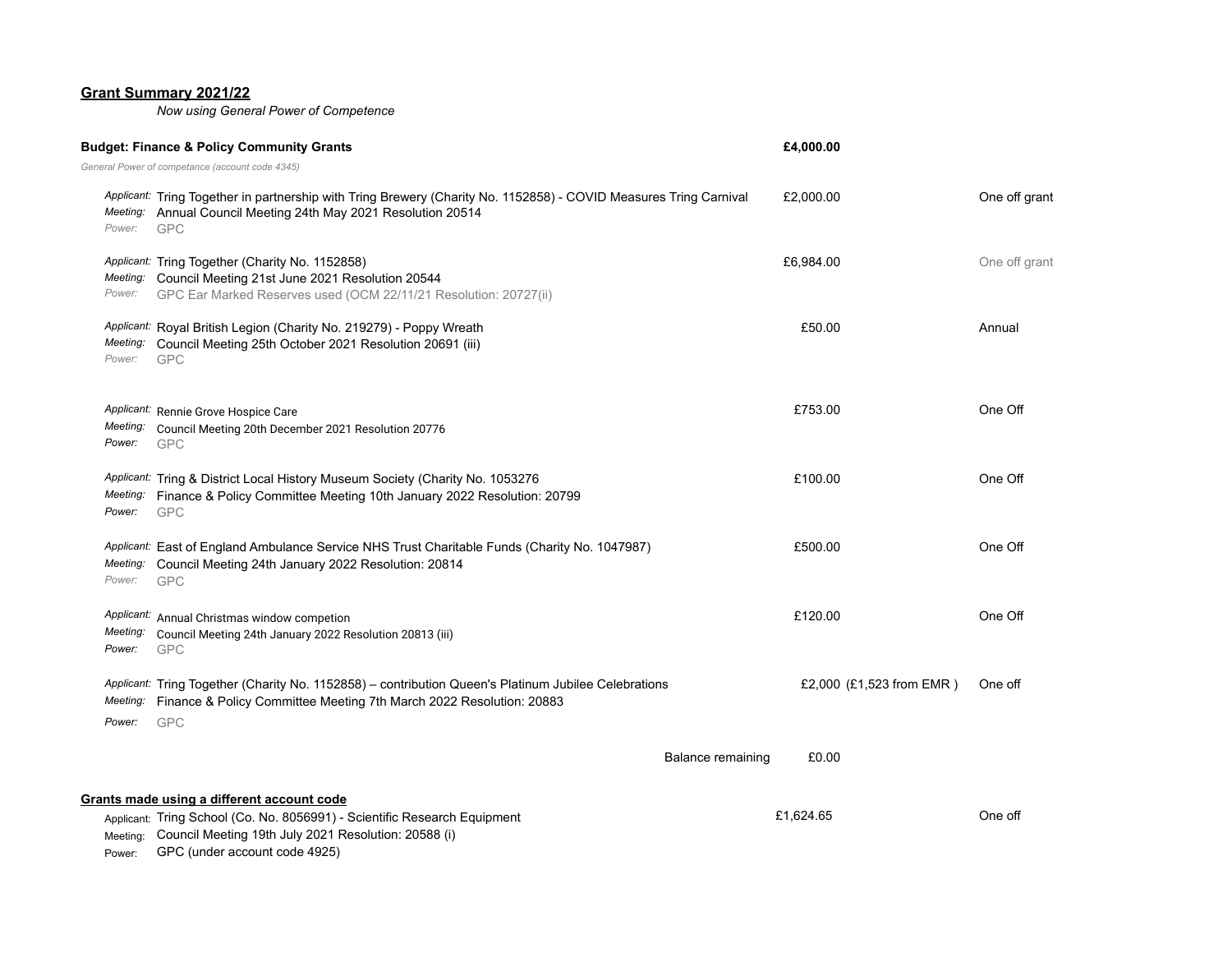## Grant Summary 2021/22

*Now using General Power of Competence*

**Budget: Finance & Policy Community Grants** — **£4,000.00**

*General Power of competance (account code 4345)*

| | Details | Amount | | Type |
|---|---|---|---|---|
| *Applicant:* | Tring Together in partnership with Tring Brewery (Charity No. 1152858) - COVID Measures Tring Carnival | £2,000.00 | | One off grant |
| *Meeting:* | Annual Council Meeting 24th May 2021 Resolution 20514 | | | |
| *Power:* | GPC | | | |
| *Applicant:* | Tring Together (Charity No. 1152858) | £6,984.00 | | One off grant |
| *Meeting:* | Council Meeting 21st June 2021 Resolution 20544 | | | |
| *Power:* | GPC Ear Marked Reserves used (OCM 22/11/21 Resolution: 20727(ii) | | | |
| *Applicant:* | Royal British Legion (Charity No. 219279) - Poppy Wreath | £50.00 | | Annual |
| *Meeting:* | Council Meeting 25th October 2021 Resolution 20691 (iii) | | | |
| *Power:* | GPC | | | |
| *Applicant:* | Rennie Grove Hospice Care | £753.00 | | One Off |
| *Meeting:* | Council Meeting 20th December 2021 Resolution 20776 | | | |
| *Power:* | GPC | | | |
| *Applicant:* | Tring & District Local History Museum Society (Charity No. 1053276 | £100.00 | | One Off |
| *Meeting:* | Finance & Policy Committee Meeting 10th January 2022 Resolution: 20799 | | | |
| *Power:* | GPC | | | |
| *Applicant:* | East of England Ambulance Service NHS Trust Charitable Funds (Charity No. 1047987) | £500.00 | | One Off |
| *Meeting:* | Council Meeting 24th January 2022 Resolution: 20814 | | | |
| *Power:* | GPC | | | |
| *Applicant:* | Annual Christmas window competion | £120.00 | | One Off |
| *Meeting:* | Council Meeting 24th January 2022 Resolution 20813 (iii) | | | |
| *Power:* | GPC | | | |
| *Applicant:* | Tring Together (Charity No. 1152858) – contribution Queen's Platinum Jubilee Celebrations | £2,000 | (£1,523 from EMR ) | One off |
| *Meeting:* | Finance & Policy Committee Meeting 7th March 2022 Resolution: 20883 | | | |
| *Power:* | GPC | | | |
| | Balance remaining | £0.00 | | |

**Grants made using a different account code**

| | Details | Amount | Type |
|---|---|---|---|
| Applicant: | Tring School (Co. No. 8056991) - Scientific Research Equipment | £1,624.65 | One off |
| Meeting: | Council Meeting 19th July 2021 Resolution: 20588 (i) | | |
| Power: | GPC (under account code 4925) | | |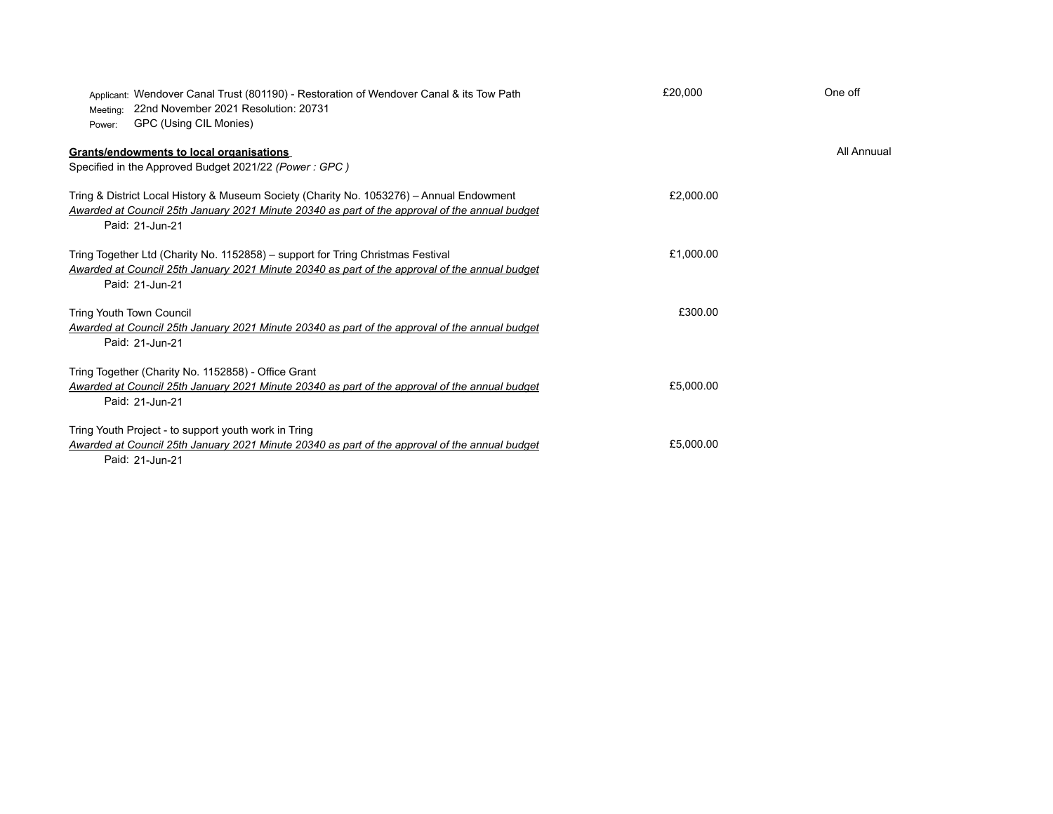Applicant: Wendover Canal Trust (801190) - Restoration of Wendover Canal & its Tow Path — £20,000 — One off
Meeting: 22nd November 2021 Resolution: 20731
Power: GPC (Using CIL Monies)

**Grants/endowments to local organisations** — All Annuual

Specified in the Approved Budget 2021/22 *(Power : GPC )*

Tring & District Local History & Museum Society (Charity No. 1053276) – Annual Endowment — £2,000.00
*Awarded at Council 25th January 2021 Minute 20340 as part of the approval of the annual budget*
Paid: 21-Jun-21

Tring Together Ltd (Charity No. 1152858) – support for Tring Christmas Festival — £1,000.00
*Awarded at Council 25th January 2021 Minute 20340 as part of the approval of the annual budget*
Paid: 21-Jun-21

Tring Youth Town Council — £300.00
*Awarded at Council 25th January 2021 Minute 20340 as part of the approval of the annual budget*
Paid: 21-Jun-21

Tring Together (Charity No. 1152858) - Office Grant
*Awarded at Council 25th January 2021 Minute 20340 as part of the approval of the annual budget* — £5,000.00
Paid: 21-Jun-21

Tring Youth Project - to support youth work in Tring
*Awarded at Council 25th January 2021 Minute 20340 as part of the approval of the annual budget* — £5,000.00
Paid: 21-Jun-21